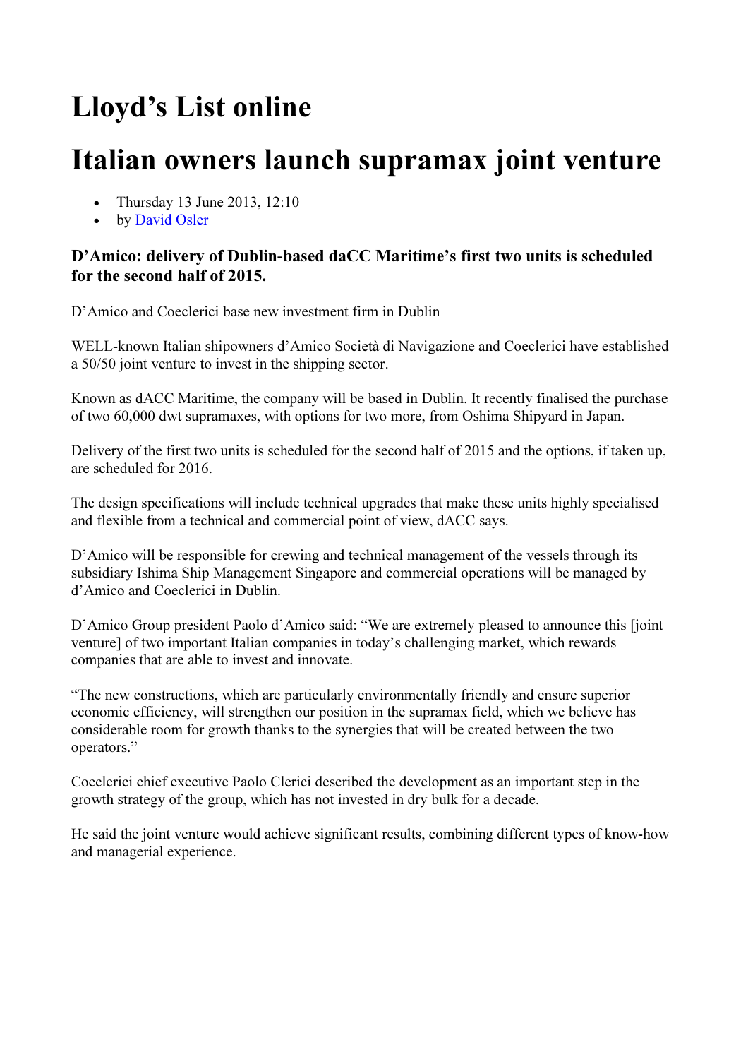# Lloyd's List online

# Italian owners launch supramax joint venture

- Thursday 13 June 2013, 12:10
- by David Osler

### D'Amico: delivery of Dublin-based daCC Maritime's first two units is scheduled for the second half of 2015.

D'Amico and Coeclerici base new investment firm in Dublin

WELL-known Italian shipowners d'Amico Società di Navigazione and Coeclerici have established a 50/50 joint venture to invest in the shipping sector.

Known as dACC Maritime, the company will be based in Dublin. It recently finalised the purchase of two 60,000 dwt supramaxes, with options for two more, from Oshima Shipyard in Japan.

Delivery of the first two units is scheduled for the second half of 2015 and the options, if taken up, are scheduled for 2016.

The design specifications will include technical upgrades that make these units highly specialised and flexible from a technical and commercial point of view, dACC says.

D'Amico will be responsible for crewing and technical management of the vessels through its subsidiary Ishima Ship Management Singapore and commercial operations will be managed by d'Amico and Coeclerici in Dublin.

D'Amico Group president Paolo d'Amico said: "We are extremely pleased to announce this [joint venture] of two important Italian companies in today's challenging market, which rewards companies that are able to invest and innovate.

"The new constructions, which are particularly environmentally friendly and ensure superior economic efficiency, will strengthen our position in the supramax field, which we believe has considerable room for growth thanks to the synergies that will be created between the two operators."

Coeclerici chief executive Paolo Clerici described the development as an important step in the growth strategy of the group, which has not invested in dry bulk for a decade.

He said the joint venture would achieve significant results, combining different types of know-how and managerial experience.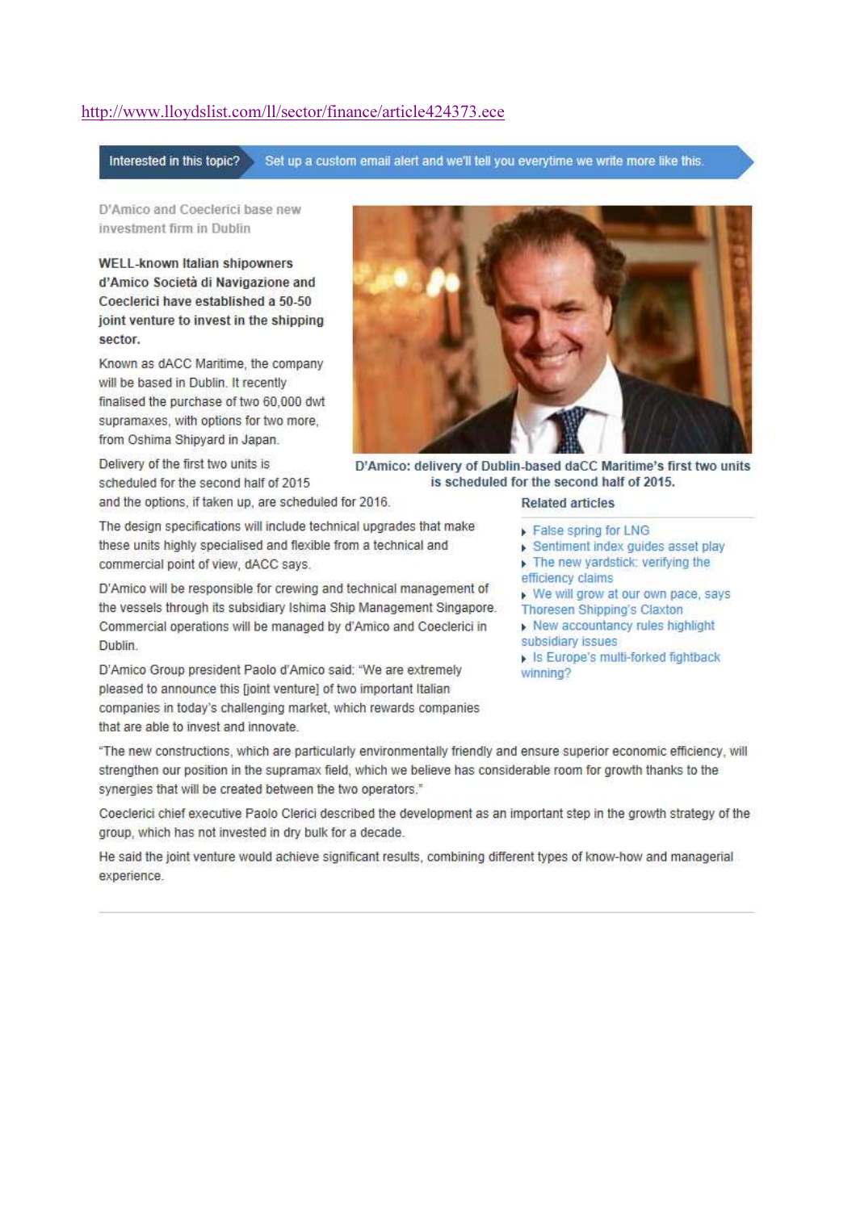http://www.lloydslist.com/ll/sector/finance/article424373.ece

Interested in this topic? Set up a custom email alert and we'll tell you everytime we write more like this.

D'Amico and Coeclerici base new investment firm in Dublin

**WELL-known Italian shipowners d'Amico Società di Navigazione and Coeclerici have established a 50-50 joint venture to invest in the shipping sector.**

Known as dACC Maritime, the company will be based in Dublin. It recently finalised the purchase of two 60,000 dwt supramaxes, with options for two more, from Oshima Shipyard in Japan.

Delivery of the first two units is scheduled for the second half of 2015 and the options, if taken up, are scheduled for 2016.

The design specifications will include technical upgrades that make these units highly specialised and flexible from a technical and commercial point of view, dACC says.

D'Amico will be responsible for crewing and technical management of the vessels through its subsidiary Ishima Ship Management Singapore. Commercial operations will be managed by d'Amico and Coeclerici in Dublin.

D'Amico Group president Paolo d'Amico said: "We are extremely pleased to announce this [joint venture] of two important Italian companies in today's challenging market, which rewards companies that are able to invest and innovate.

"The new constructions, which are particularly environmentally friendly and ensure superior economic efficiency, will strengthen our position in the supramax field, which we believe has considerable room for growth thanks to the synergies that will be created between the two operators."

Coeclerici chief executive Paolo Clerici described the development as an important step in the growth strategy of the group, which has not invested in dry bulk for a decade.

He said the joint venture would achieve significant results, combining different types of know-how and managerial experience.

**D'Amico: delivery of Dublin-based daCC Maritime's first two units is scheduled for the second half of 2015.**

**Related articles**

- False spring for LNG
- Sentiment index guides asset play
- The new yardstick: verifying the efficiency claims
- We will grow at our own pace, says Thoresen Shipping's Claxton
- New accountancy rules highlight subsidiary issues
- Is Europe's multi-forked fightback winning?